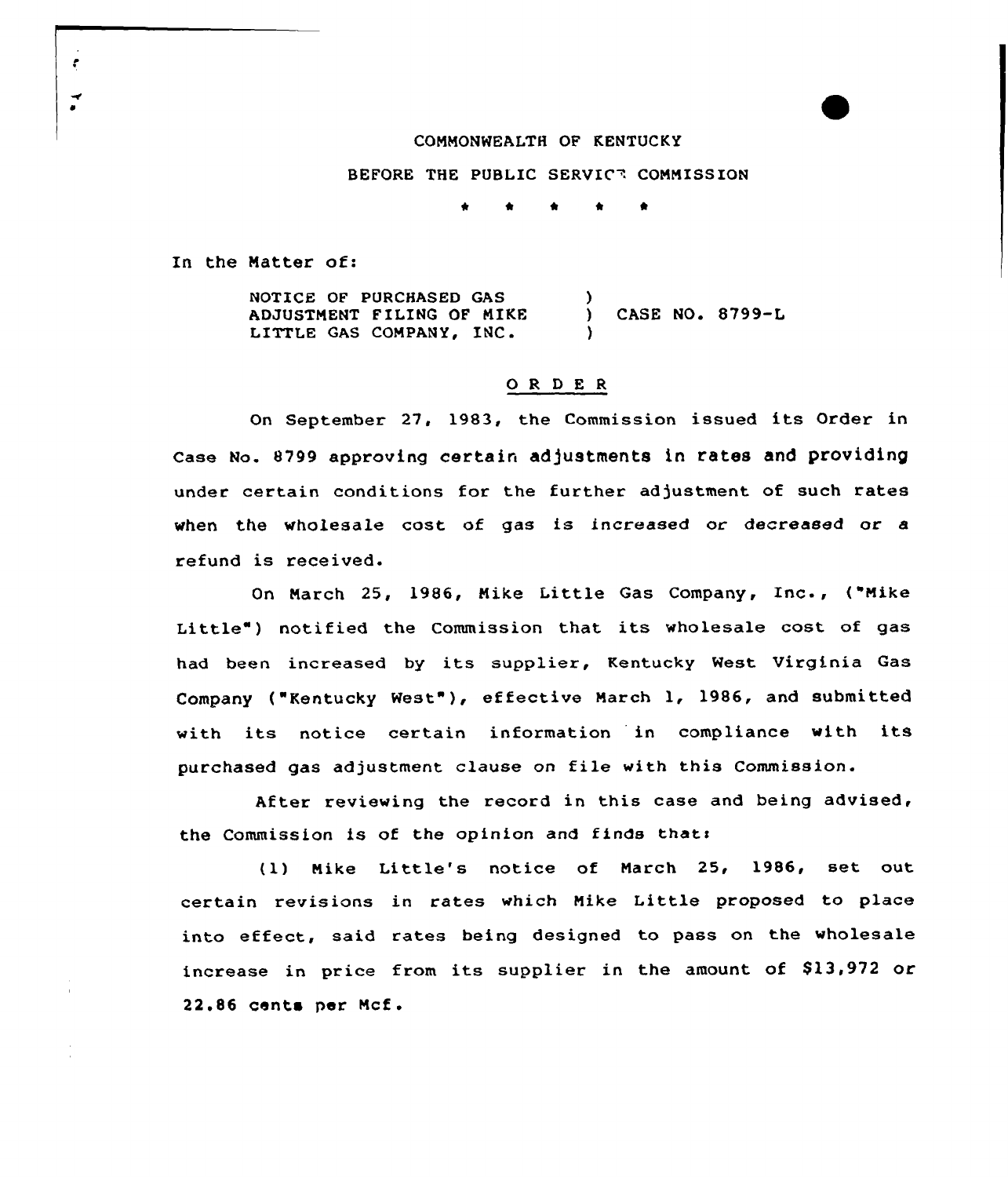COMMONWEALTH OF KENTUCKY

BEFORE THE PUBLIC SERVICE COMMISSION

\* \* \* \* \*

In the Matter of:

| | | |
|---|---|---|
| NOTICE OF PURCHASED GAS ADJUSTMENT FILING OF MIKE LITTLE GAS COMPANY, INC. | ) | CASE NO. 8799-L |

## O R D E R

On September 27, 1983, the Commission issued its Order in Case No. 8799 approving certain adjustments in rates and providing under certain conditions for the further adjustment of such rates when the wholesale cost of gas is increased or decreased or a refund is received.

On March 25, 1986, Mike Little Gas Company, Inc., ("Mike Little") notified the Commission that its wholesale cost of gas had been increased by its supplier, Kentucky West Virginia Gas Company ("Kentucky West"), effective March 1, 1986, and submitted with its notice certain information in compliance with its purchased gas adjustment clause on file with this Commission.

After reviewing the record in this case and being advised, the Commission is of the opinion and finds that:

(1) Mike Little's notice of March 25, 1986, set out certain revisions in rates which Mike Little proposed to place into effect, said rates being designed to pass on the wholesale increase in price from its supplier in the amount of $13,972 or 22.86 cents per Mcf.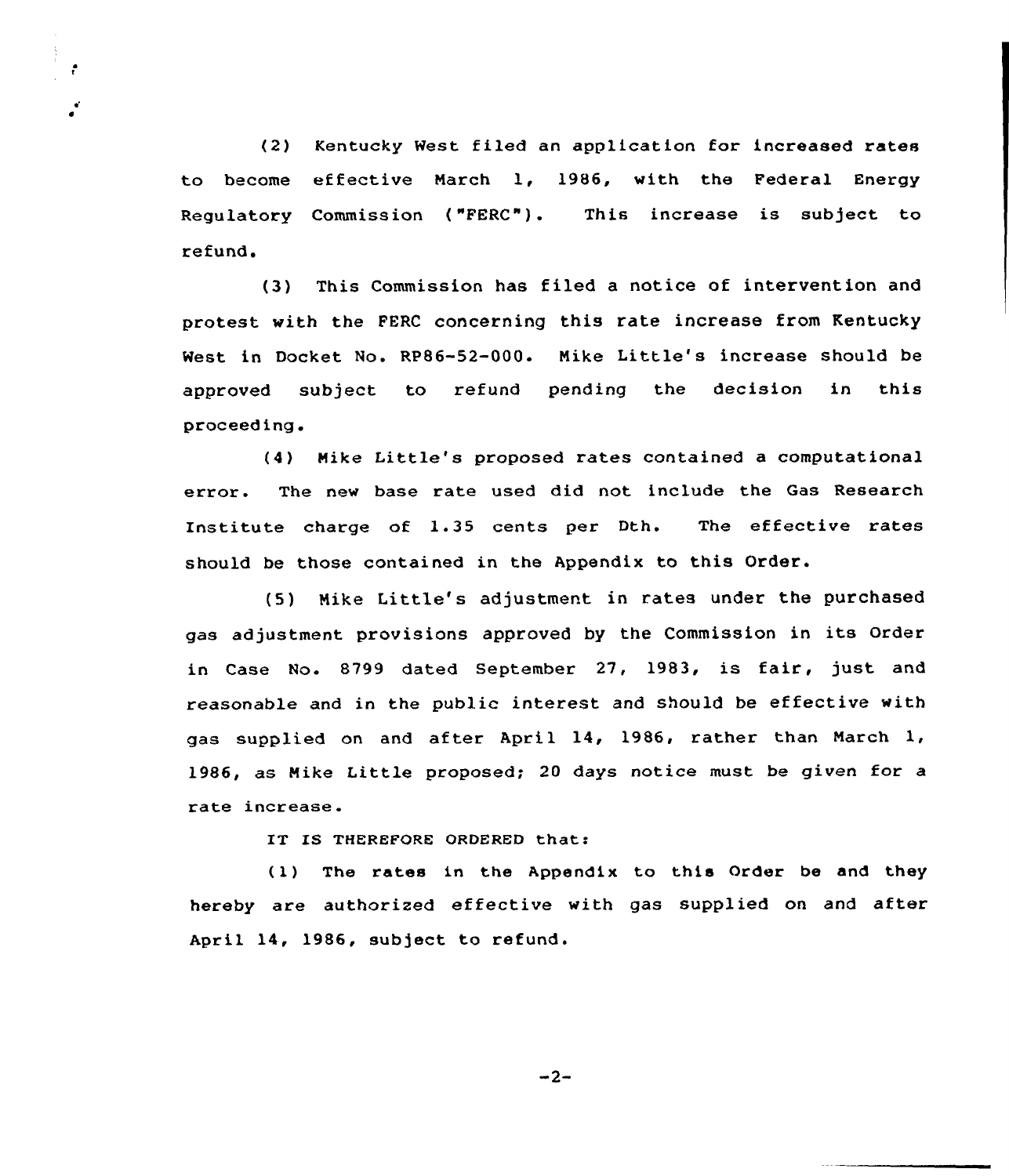(2) Kentucky West filed an application for increased rates to become effective March 1, 1986, with the Federal Energy Regulatory Commission ("FERC"). This increase is subject to refund.

(3) This Commission has filed a notice of intervention and protest with the FERC concerning this rate increase from Kentucky West in Docket No. RP86-52-000. Mike Little's increase should be approved subject to refund pending the decision in this proceeding.

(4) Mike Little's proposed rates contained a computational error. The new base rate used did not include the Gas Research Institute charge of 1.35 cents per Dth. The effective rates should be those contained in the Appendix to this Order.

(5) Mike Little's adjustment in rates under the purchased gas adjustment provisions approved by the Commission in its Order in Case No. 8799 dated September 27, 1983, is fair, just and reasonable and in the public interest and should be effective with gas supplied on and after April 14, 1986, rather than March 1, 1986, as Mike Little proposed; 20 days notice must be given for a rate increase.

IT IS THEREFORE ORDERED that:

(1) The rates in the Appendix to this Order be and they hereby are authorized effective with gas supplied on and after April 14, 1986, subject to refund.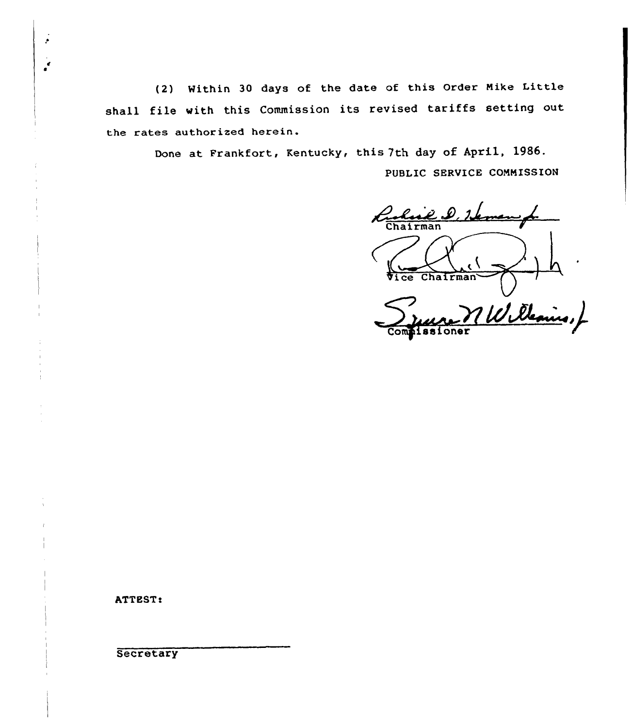(2) Within 30 days of the date of this Order Mike Little shall file with this Commission its revised tariffs setting out the rates authorized herein.

Done at Frankfort, Kentucky, this 7th day of April, 1986.

PUBLIC SERVICE COMMISSION

Chairman

Vice Chairman

Commissioner

ATTEST:

Secretary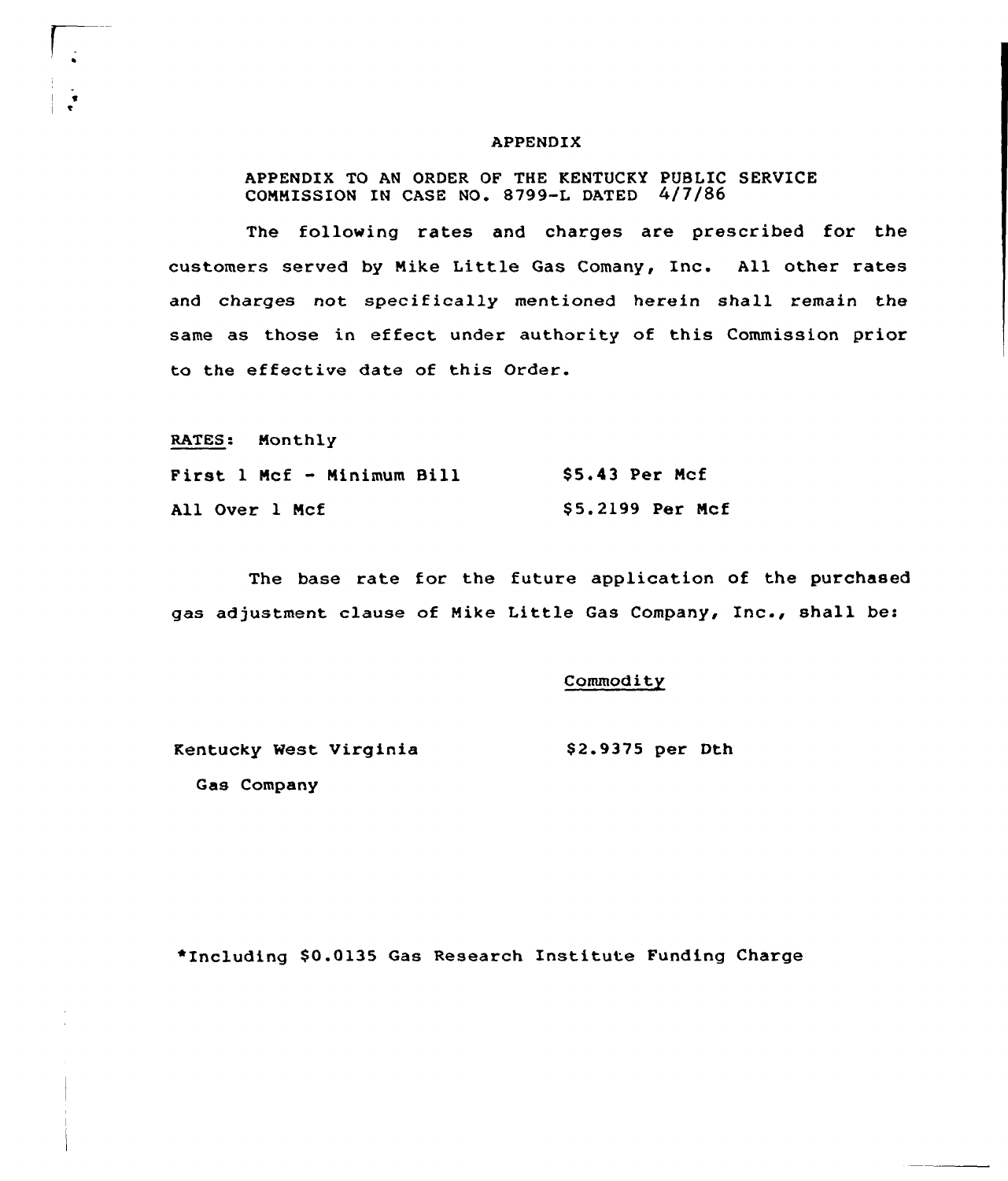# APPENDIX

APPENDIX TO AN ORDER OF THE KENTUCKY PUBLIC SERVICE COMMISSION IN CASE NO. 8799-L DATED 4/7/86

The following rates and charges are prescribed for the customers served by Mike Little Gas Comany, Inc. All other rates and charges not specifically mentioned herein shall remain the same as those in effect under authority of this Commission prior to the effective date of this Order.

RATES: Monthly

| | |
|---|---|
| First 1 Mcf - Minimum Bill | $5.43 Per Mcf |
| All Over 1 Mcf | $5.2199 Per Mcf |

The base rate for the future application of the purchased gas adjustment clause of Mike Little Gas Company, Inc., shall be:

| | Commodity |
|---|---|
| Kentucky West Virginia Gas Company | $2.9375 per Dth |

*Including $0.0135 Gas Research Institute Funding Charge